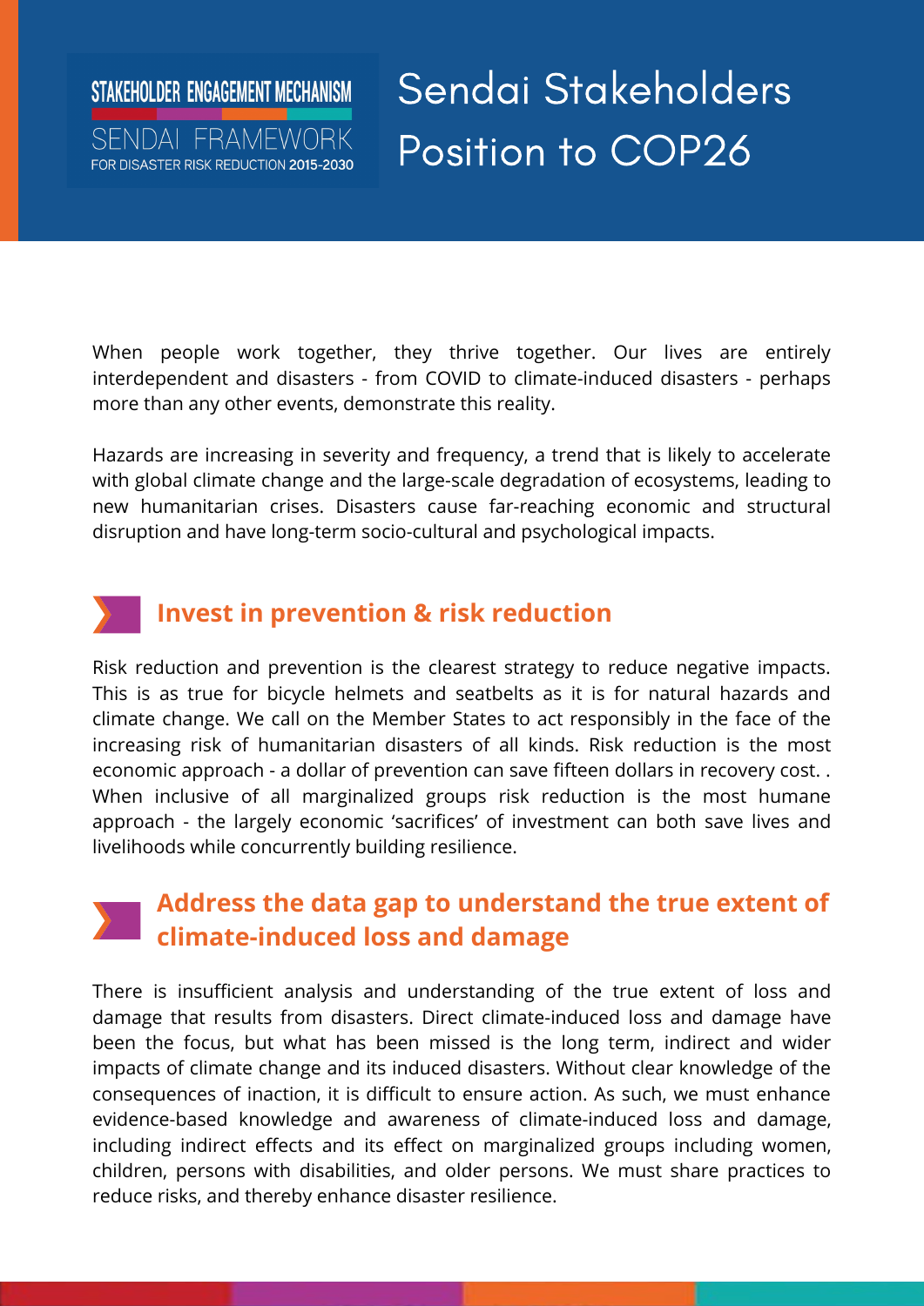STAKEHOLDER ENGAGEMENT MECHANISM

SENDAI FRAMEWORK

FOR DISASTER RISK REDUCTION 2015-2030

# Sendai Stakeholders Position to COP26

When people work together, they thrive together. Our lives are entirely interdependent and disasters - from COVID to climate-induced disasters - perhaps more than any other events, demonstrate this reality.

Hazards are increasing in severity and frequency, a trend that is likely to accelerate with global climate change and the large-scale degradation of ecosystems, leading to new humanitarian crises. Disasters cause far-reaching economic and structural disruption and have long-term socio-cultural and psychological impacts.

## Invest in prevention & risk reduction

Risk reduction and prevention is the clearest strategy to reduce negative impacts. This is as true for bicycle helmets and seatbelts as it is for natural hazards and climate change. We call on the Member States to act responsibly in the face of the increasing risk of humanitarian disasters of all kinds. Risk reduction is the most economic approach - a dollar of prevention can save fifteen dollars in recovery cost. . When inclusive of all marginalized groups risk reduction is the most humane approach - the largely economic 'sacrifices' of investment can both save lives and livelihoods while concurrently building resilience.

## Address the data gap to understand the true extent of climate-induced loss and damage

There is insufficient analysis and understanding of the true extent of loss and damage that results from disasters. Direct climate-induced loss and damage have been the focus, but what has been missed is the long term, indirect and wider impacts of climate change and its induced disasters. Without clear knowledge of the consequences of inaction, it is difficult to ensure action. As such, we must enhance evidence-based knowledge and awareness of climate-induced loss and damage, including indirect effects and its effect on marginalized groups including women, children, persons with disabilities, and older persons. We must share practices to reduce risks, and thereby enhance disaster resilience.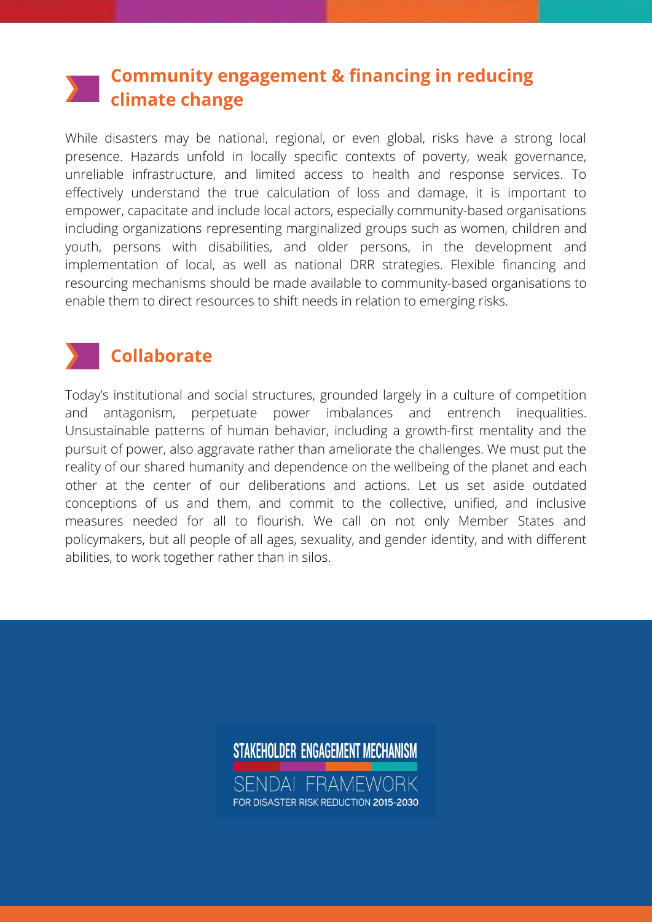## Community engagement & financing in reducing climate change

While disasters may be national, regional, or even global, risks have a strong local presence. Hazards unfold in locally specific contexts of poverty, weak governance, unreliable infrastructure, and limited access to health and response services. To effectively understand the true calculation of loss and damage, it is important to empower, capacitate and include local actors, especially community-based organisations including organizations representing marginalized groups such as women, children and youth, persons with disabilities, and older persons, in the development and implementation of local, as well as national DRR strategies. Flexible financing and resourcing mechanisms should be made available to community-based organisations to enable them to direct resources to shift needs in relation to emerging risks.

## Collaborate

Today's institutional and social structures, grounded largely in a culture of competition and antagonism, perpetuate power imbalances and entrench inequalities. Unsustainable patterns of human behavior, including a growth-first mentality and the pursuit of power, also aggravate rather than ameliorate the challenges. We must put the reality of our shared humanity and dependence on the wellbeing of the planet and each other at the center of our deliberations and actions. Let us set aside outdated conceptions of us and them, and commit to the collective, unified, and inclusive measures needed for all to flourish. We call on not only Member States and policymakers, but all people of all ages, sexuality, and gender identity, and with different abilities, to work together rather than in silos.

STAKEHOLDER ENGAGEMENT MECHANISM

SENDAI FRAMEWORK

FOR DISASTER RISK REDUCTION **2015-2030**